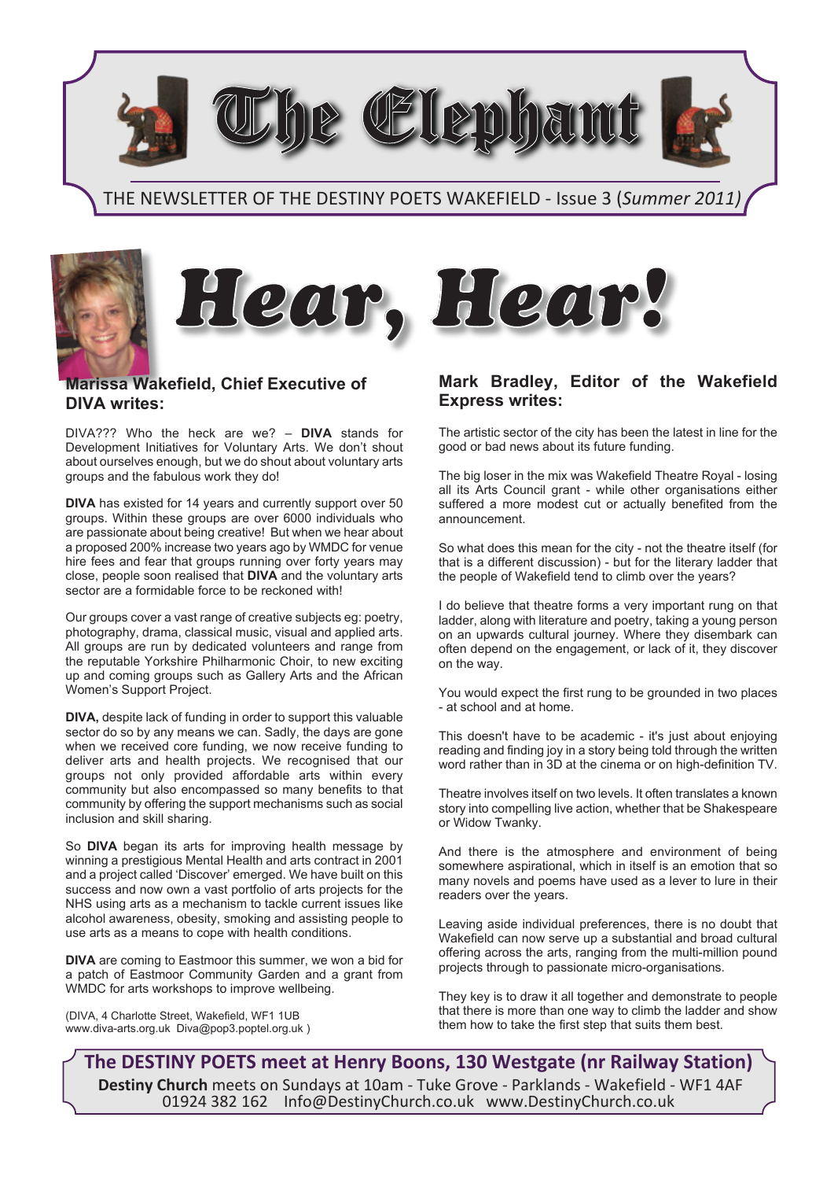# The Elephant

THE NEWSLETTER OF THE DESTINY POETS WAKEFIELD - Issue 3 (*Summer 2011)*

# Hear, Hear!

## Marissa Wakefield, Chief Executive of DIVA writes:

DIVA??? Who the heck are we? – **DIVA** stands for Development Initiatives for Voluntary Arts. We don't shout about ourselves enough, but we do shout about voluntary arts groups and the fabulous work they do!

**DIVA** has existed for 14 years and currently support over 50 groups. Within these groups are over 6000 individuals who are passionate about being creative! But when we hear about a proposed 200% increase two years ago by WMDC for venue hire fees and fear that groups running over forty years may close, people soon realised that **DIVA** and the voluntary arts sector are a formidable force to be reckoned with!

Our groups cover a vast range of creative subjects eg: poetry, photography, drama, classical music, visual and applied arts. All groups are run by dedicated volunteers and range from the reputable Yorkshire Philharmonic Choir, to new exciting up and coming groups such as Gallery Arts and the African Women's Support Project.

**DIVA,** despite lack of funding in order to support this valuable sector do so by any means we can. Sadly, the days are gone when we received core funding, we now receive funding to deliver arts and health projects. We recognised that our groups not only provided affordable arts within every community but also encompassed so many benefits to that community by offering the support mechanisms such as social inclusion and skill sharing.

So **DIVA** began its arts for improving health message by winning a prestigious Mental Health and arts contract in 2001 and a project called 'Discover' emerged. We have built on this success and now own a vast portfolio of arts projects for the NHS using arts as a mechanism to tackle current issues like alcohol awareness, obesity, smoking and assisting people to use arts as a means to cope with health conditions.

**DIVA** are coming to Eastmoor this summer, we won a bid for a patch of Eastmoor Community Garden and a grant from WMDC for arts workshops to improve wellbeing.

(DIVA, 4 Charlotte Street, Wakefield, WF1 1UB
www.diva-arts.org.uk Diva@pop3.poptel.org.uk )

## Mark Bradley, Editor of the Wakefield Express writes:

The artistic sector of the city has been the latest in line for the good or bad news about its future funding.

The big loser in the mix was Wakefield Theatre Royal - losing all its Arts Council grant - while other organisations either suffered a more modest cut or actually benefited from the announcement.

So what does this mean for the city - not the theatre itself (for that is a different discussion) - but for the literary ladder that the people of Wakefield tend to climb over the years?

I do believe that theatre forms a very important rung on that ladder, along with literature and poetry, taking a young person on an upwards cultural journey. Where they disembark can often depend on the engagement, or lack of it, they discover on the way.

You would expect the first rung to be grounded in two places - at school and at home.

This doesn't have to be academic - it's just about enjoying reading and finding joy in a story being told through the written word rather than in 3D at the cinema or on high-definition TV.

Theatre involves itself on two levels. It often translates a known story into compelling live action, whether that be Shakespeare or Widow Twanky.

And there is the atmosphere and environment of being somewhere aspirational, which in itself is an emotion that so many novels and poems have used as a lever to lure in their readers over the years.

Leaving aside individual preferences, there is no doubt that Wakefield can now serve up a substantial and broad cultural offering across the arts, ranging from the multi-million pound projects through to passionate micro-organisations.

They key is to draw it all together and demonstrate to people that there is more than one way to climb the ladder and show them how to take the first step that suits them best.

**The DESTINY POETS meet at Henry Boons, 130 Westgate (nr Railway Station)**

**Destiny Church** meets on Sundays at 10am - Tuke Grove - Parklands - Wakefield - WF1 4AF
01924 382 162 Info@DestinyChurch.co.uk www.DestinyChurch.co.uk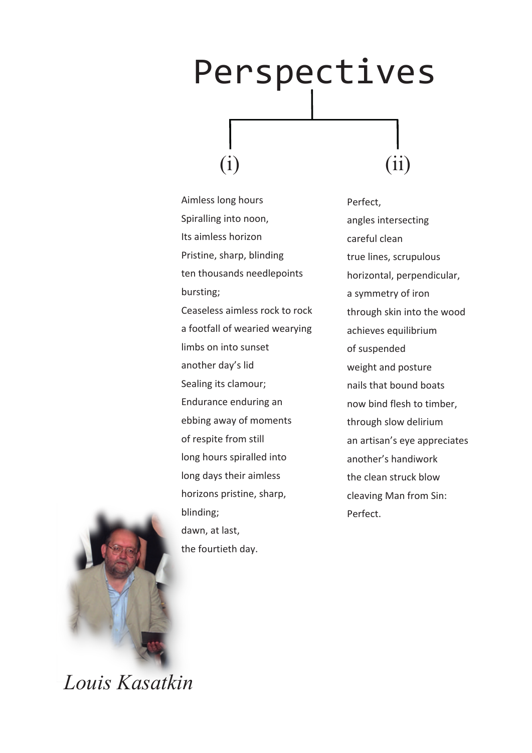# Perspectives

## (i)

Aimless long hours  
Spiralling into noon,  
Its aimless horizon  
Pristine, sharp, blinding  
ten thousands needlepoints  
bursting;  
Ceaseless aimless rock to rock  
a footfall of wearied wearying  
limbs on into sunset  
another day's lid  
Sealing its clamour;  
Endurance enduring an  
ebbing away of moments  
of respite from still  
long hours spiralled into  
long days their aimless  
horizons pristine, sharp,  
blinding;  
dawn, at last,  
the fourtieth day.

## (ii)

Perfect,  
angles intersecting  
careful clean  
true lines, scrupulous  
horizontal, perpendicular,  
a symmetry of iron  
through skin into the wood  
achieves equilibrium  
of suspended  
weight and posture  
nails that bound boats  
now bind flesh to timber,  
through slow delirium  
an artisan's eye appreciates  
another's handiwork  
the clean struck blow  
cleaving Man from Sin:  
Perfect.

*Louis Kasatkin*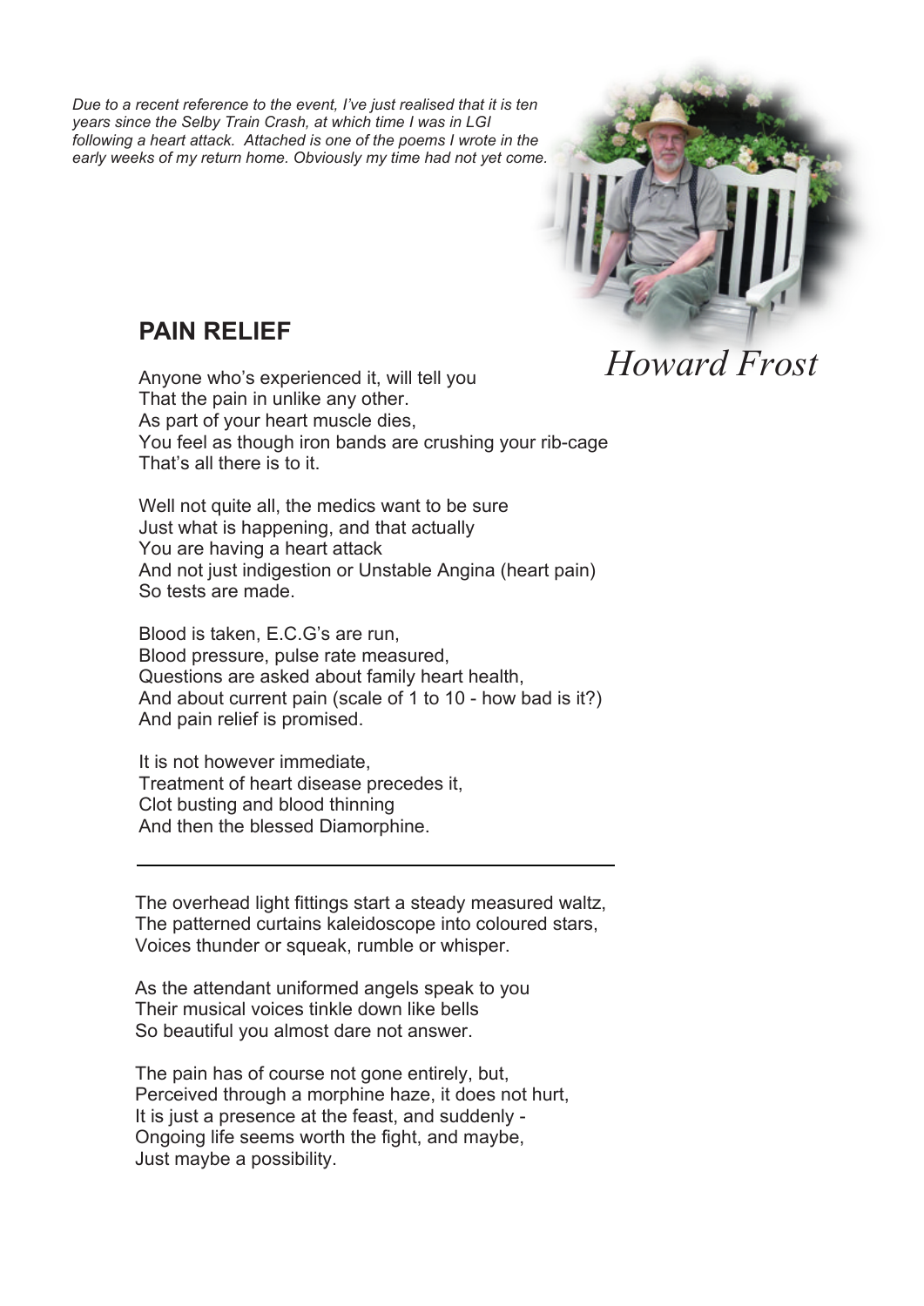*Due to a recent reference to the event, I've just realised that it is ten years since the Selby Train Crash, at which time I was in LGI following a heart attack. Attached is one of the poems I wrote in the early weeks of my return home. Obviously my time had not yet come.*

*Howard Frost*

## PAIN RELIEF

Anyone who's experienced it, will tell you  
That the pain in unlike any other.  
As part of your heart muscle dies,  
You feel as though iron bands are crushing your rib-cage  
That's all there is to it.

Well not quite all, the medics want to be sure  
Just what is happening, and that actually  
You are having a heart attack  
And not just indigestion or Unstable Angina (heart pain)  
So tests are made.

Blood is taken, E.C.G's are run,  
Blood pressure, pulse rate measured,  
Questions are asked about family heart health,  
And about current pain (scale of 1 to 10 - how bad is it?)  
And pain relief is promised.

It is not however immediate,  
Treatment of heart disease precedes it,  
Clot busting and blood thinning  
And then the blessed Diamorphine.

---

The overhead light fittings start a steady measured waltz,  
The patterned curtains kaleidoscope into coloured stars,  
Voices thunder or squeak, rumble or whisper.

As the attendant uniformed angels speak to you  
Their musical voices tinkle down like bells  
So beautiful you almost dare not answer.

The pain has of course not gone entirely, but,  
Perceived through a morphine haze, it does not hurt,  
It is just a presence at the feast, and suddenly -  
Ongoing life seems worth the fight, and maybe,  
Just maybe a possibility.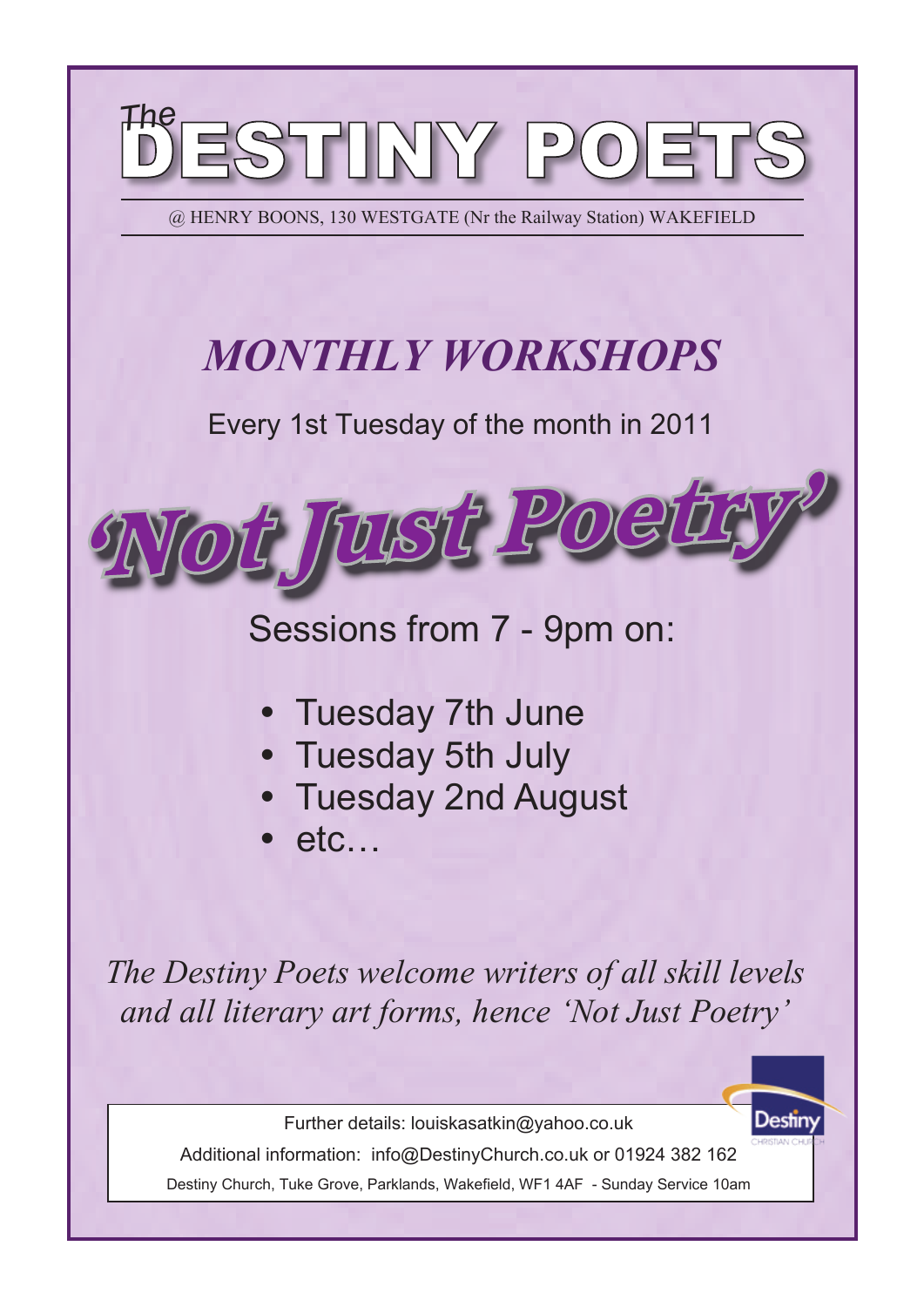# The DESTINY POETS

@ HENRY BOONS, 130 WESTGATE (Nr the Railway Station) WAKEFIELD

## *MONTHLY WORKSHOPS*

Every 1st Tuesday of the month in 2011

## 'Not Just Poetry'

Sessions from 7 - 9pm on:

- Tuesday 7th June
- Tuesday 5th July
- Tuesday 2nd August
- etc…

*The Destiny Poets welcome writers of all skill levels and all literary art forms, hence 'Not Just Poetry'*

Further details: louiskasatkin@yahoo.co.uk

Additional information: info@DestinyChurch.co.uk or 01924 382 162

Destiny Church, Tuke Grove, Parklands, Wakefield, WF1 4AF - Sunday Service 10am

Destiny
CHRISTIAN CHURCH